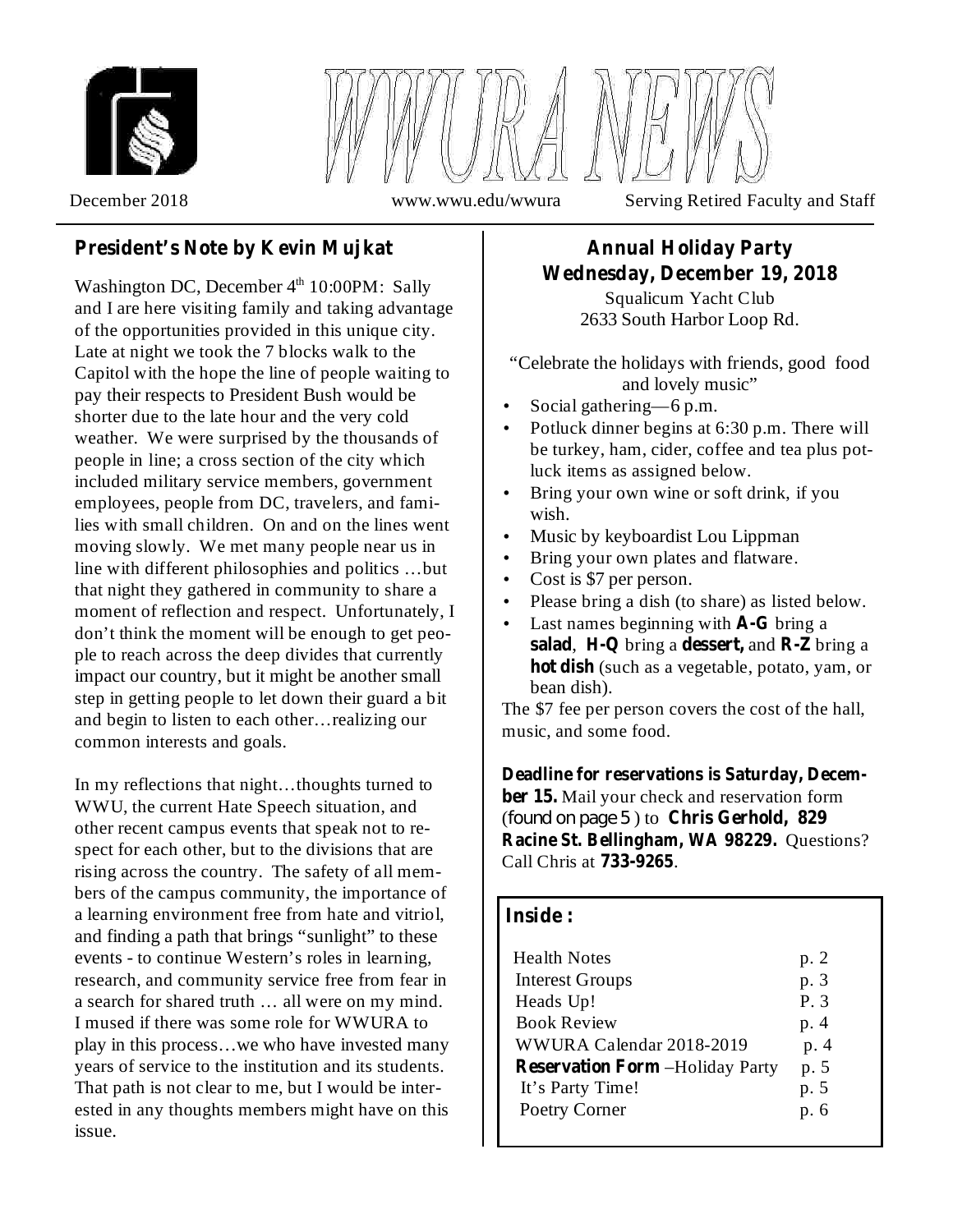# WWURA NEWS

December 2018 www.wwu.edu/wwura Serving Retired Faculty and Staff

## President's Note by Kevin Mujkat

Washington DC, December 4th 10:00PM: Sally and I are here visiting family and taking advantage of the opportunities provided in this unique city. Late at night we took the 7 blocks walk to the Capitol with the hope the line of people waiting to pay their respects to President Bush would be shorter due to the late hour and the very cold weather. We were surprised by the thousands of people in line; a cross section of the city which included military service members, government employees, people from DC, travelers, and families with small children. On and on the lines went moving slowly. We met many people near us in line with different philosophies and politics …but that night they gathered in community to share a moment of reflection and respect. Unfortunately, I don't think the moment will be enough to get people to reach across the deep divides that currently impact our country, but it might be another small step in getting people to let down their guard a bit and begin to listen to each other…realizing our common interests and goals.

In my reflections that night…thoughts turned to WWU, the current Hate Speech situation, and other recent campus events that speak not to respect for each other, but to the divisions that are rising across the country. The safety of all members of the campus community, the importance of a learning environment free from hate and vitriol, and finding a path that brings "sunlight" to these events - to continue Western's roles in learning, research, and community service free from fear in a search for shared truth … all were on my mind. I mused if there was some role for WWURA to play in this process…we who have invested many years of service to the institution and its students. That path is not clear to me, but I would be interested in any thoughts members might have on this issue.

## Annual Holiday Party
## Wednesday, December 19, 2018

Squalicum Yacht Club
2633 South Harbor Loop Rd.

"Celebrate the holidays with friends, good food and lovely music"

- Social gathering—6 p.m.
- Potluck dinner begins at 6:30 p.m. There will be turkey, ham, cider, coffee and tea plus potluck items as assigned below.
- Bring your own wine or soft drink, if you wish.
- Music by keyboardist Lou Lippman
- Bring your own plates and flatware.
- Cost is $7 per person.
- Please bring a dish (to share) as listed below.
- Last names beginning with **A-G** bring a **salad**, **H-Q** bring a **dessert,** and **R-Z** bring a **hot dish** (such as a vegetable, potato, yam, or bean dish).

The $7 fee per person covers the cost of the hall, music, and some food.

**Deadline for reservations is Saturday, December 15.** Mail your check and reservation form (found on page 5 ) to **Chris Gerhold, 829 Racine St. Bellingham, WA 98229.** Questions? Call Chris at **733-9265**.

### Inside :

| | |
|---|---|
| Health Notes | p. 2 |
| Interest Groups | p. 3 |
| Heads Up! | P. 3 |
| Book Review | p. 4 |
| WWURA Calendar 2018-2019 | p. 4 |
| **Reservation Form** –Holiday Party | p. 5 |
| It's Party Time! | p. 5 |
| Poetry Corner | p. 6 |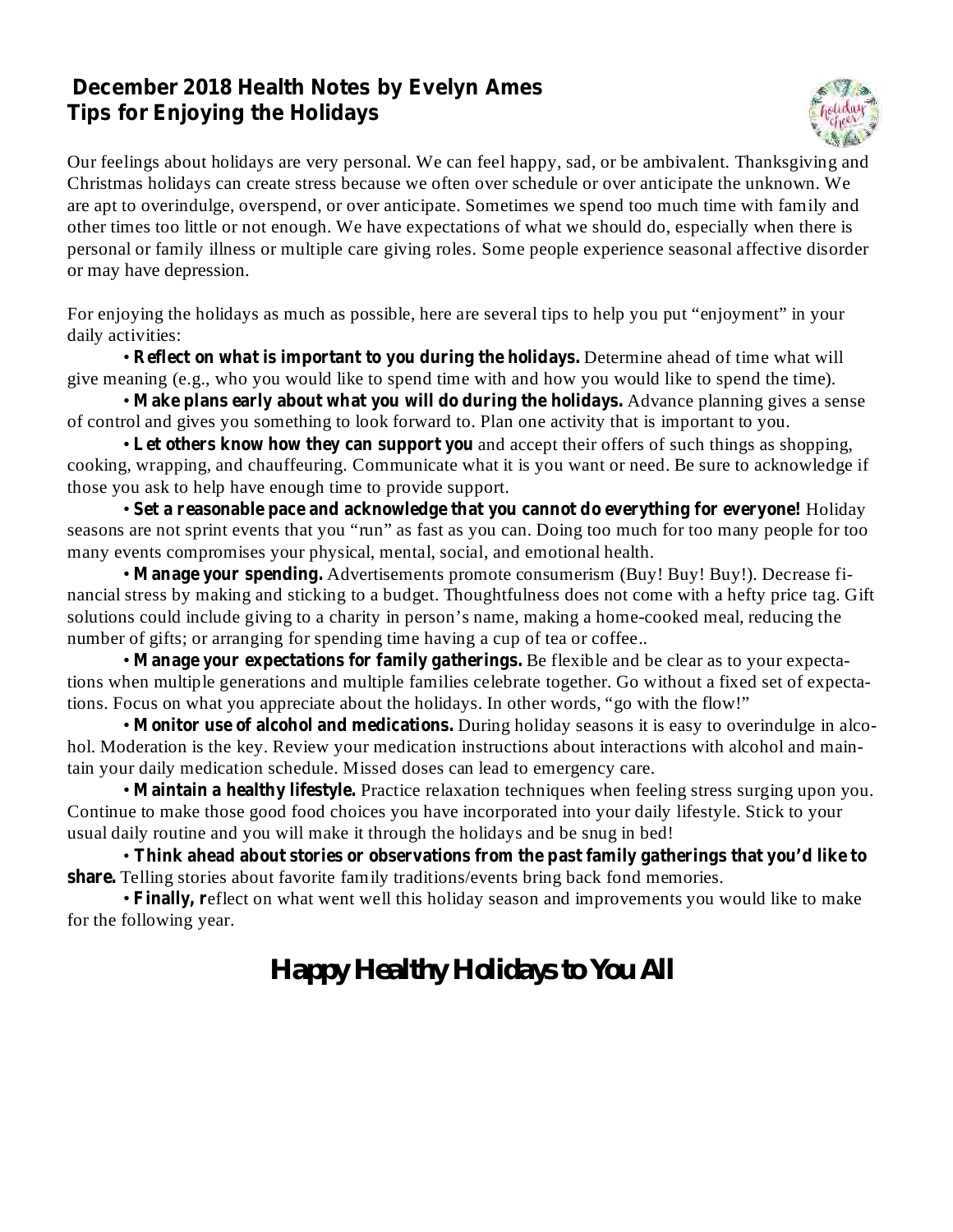## December 2018 Health Notes by Evelyn Ames
## Tips for Enjoying the Holidays

Our feelings about holidays are very personal. We can feel happy, sad, or be ambivalent. Thanksgiving and Christmas holidays can create stress because we often over schedule or over anticipate the unknown. We are apt to overindulge, overspend, or over anticipate. Sometimes we spend too much time with family and other times too little or not enough. We have expectations of what we should do, especially when there is personal or family illness or multiple care giving roles. Some people experience seasonal affective disorder or may have depression.

For enjoying the holidays as much as possible, here are several tips to help you put "enjoyment" in your daily activities:

- **Reflect on what is important to you during the holidays.** Determine ahead of time what will give meaning (e.g., who you would like to spend time with and how you would like to spend the time).
- **Make plans early about what you will do during the holidays.** Advance planning gives a sense of control and gives you something to look forward to. Plan one activity that is important to you.
- **Let others know how they can support you** and accept their offers of such things as shopping, cooking, wrapping, and chauffeuring. Communicate what it is you want or need. Be sure to acknowledge if those you ask to help have enough time to provide support.
- **Set a reasonable pace and acknowledge that you cannot do everything for everyone!** Holiday seasons are not sprint events that you "run" as fast as you can. Doing too much for too many people for too many events compromises your physical, mental, social, and emotional health.
- **Manage your spending.** Advertisements promote consumerism (Buy! Buy! Buy!). Decrease financial stress by making and sticking to a budget. Thoughtfulness does not come with a hefty price tag. Gift solutions could include giving to a charity in person's name, making a home-cooked meal, reducing the number of gifts; or arranging for spending time having a cup of tea or coffee..
- **Manage your expectations for family gatherings.** Be flexible and be clear as to your expectations when multiple generations and multiple families celebrate together. Go without a fixed set of expectations. Focus on what you appreciate about the holidays. In other words, "go with the flow!"
- **Monitor use of alcohol and medications.** During holiday seasons it is easy to overindulge in alcohol. Moderation is the key. Review your medication instructions about interactions with alcohol and maintain your daily medication schedule. Missed doses can lead to emergency care.
- **Maintain a healthy lifestyle.** Practice relaxation techniques when feeling stress surging upon you. Continue to make those good food choices you have incorporated into your daily lifestyle. Stick to your usual daily routine and you will make it through the holidays and be snug in bed!
- **Think ahead about stories or observations from the past family gatherings that you'd like to share.** Telling stories about favorite family traditions/events bring back fond memories.
- **Finally, r**eflect on what went well this holiday season and improvements you would like to make for the following year.

# Happy Healthy Holidays to You All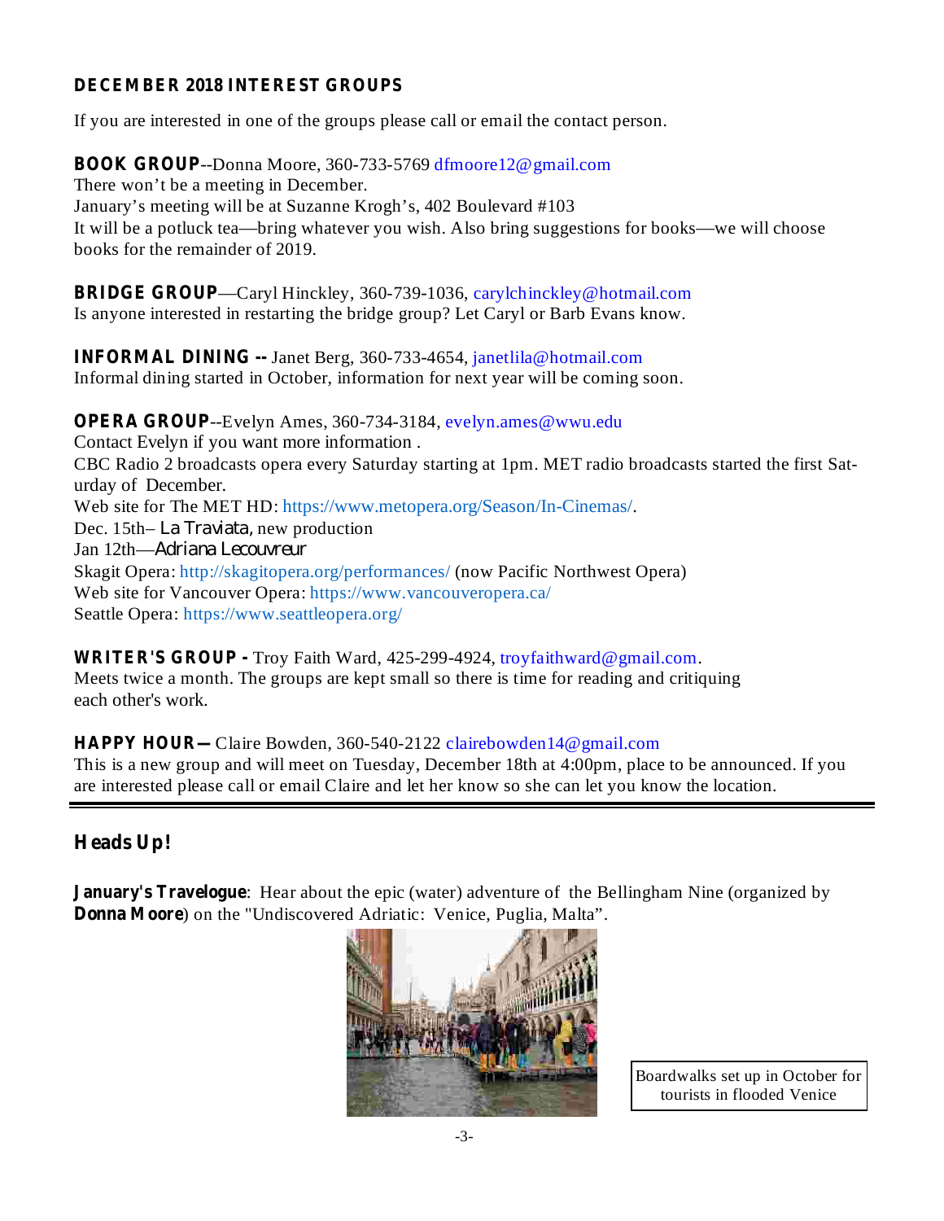## DECEMBER 2018 INTEREST GROUPS

If you are interested in one of the groups please call or email the contact person.

**BOOK GROUP**--Donna Moore, 360-733-5769 dfmoore12@gmail.com
There won't be a meeting in December.
January's meeting will be at Suzanne Krogh's, 402 Boulevard #103
It will be a potluck tea—bring whatever you wish. Also bring suggestions for books—we will choose books for the remainder of 2019.

**BRIDGE GROUP**—Caryl Hinckley, 360-739-1036, carylchinckley@hotmail.com
Is anyone interested in restarting the bridge group? Let Caryl or Barb Evans know.

**INFORMAL DINING --** Janet Berg, 360-733-4654, janetlila@hotmail.com
Informal dining started in October, information for next year will be coming soon.

**OPERA GROUP**--Evelyn Ames, 360-734-3184, evelyn.ames@wwu.edu
Contact Evelyn if you want more information .
CBC Radio 2 broadcasts opera every Saturday starting at 1pm. MET radio broadcasts started the first Saturday of December.
Web site for The MET HD: https://www.metopera.org/Season/In-Cinemas/.
Dec. 15th– *La Traviata*, new production
Jan 12th—*Adriana Lecouvreur*
Skagit Opera: http://skagitopera.org/performances/ (now Pacific Northwest Opera)
Web site for Vancouver Opera: https://www.vancouveropera.ca/
Seattle Opera: https://www.seattleopera.org/

**WRITER'S GROUP -** Troy Faith Ward, 425-299-4924, troyfaithward@gmail.com.
Meets twice a month. The groups are kept small so there is time for reading and critiquing each other's work.

**HAPPY HOUR—** Claire Bowden, 360-540-2122 clairebowden14@gmail.com
This is a new group and will meet on Tuesday, December 18th at 4:00pm, place to be announced. If you are interested please call or email Claire and let her know so she can let you know the location.

---

## Heads Up!

**January's Travelogue**: Hear about the epic (water) adventure of the Bellingham Nine (organized by **Donna Moore**) on the "Undiscovered Adriatic: Venice, Puglia, Malta".

Boardwalks set up in October for tourists in flooded Venice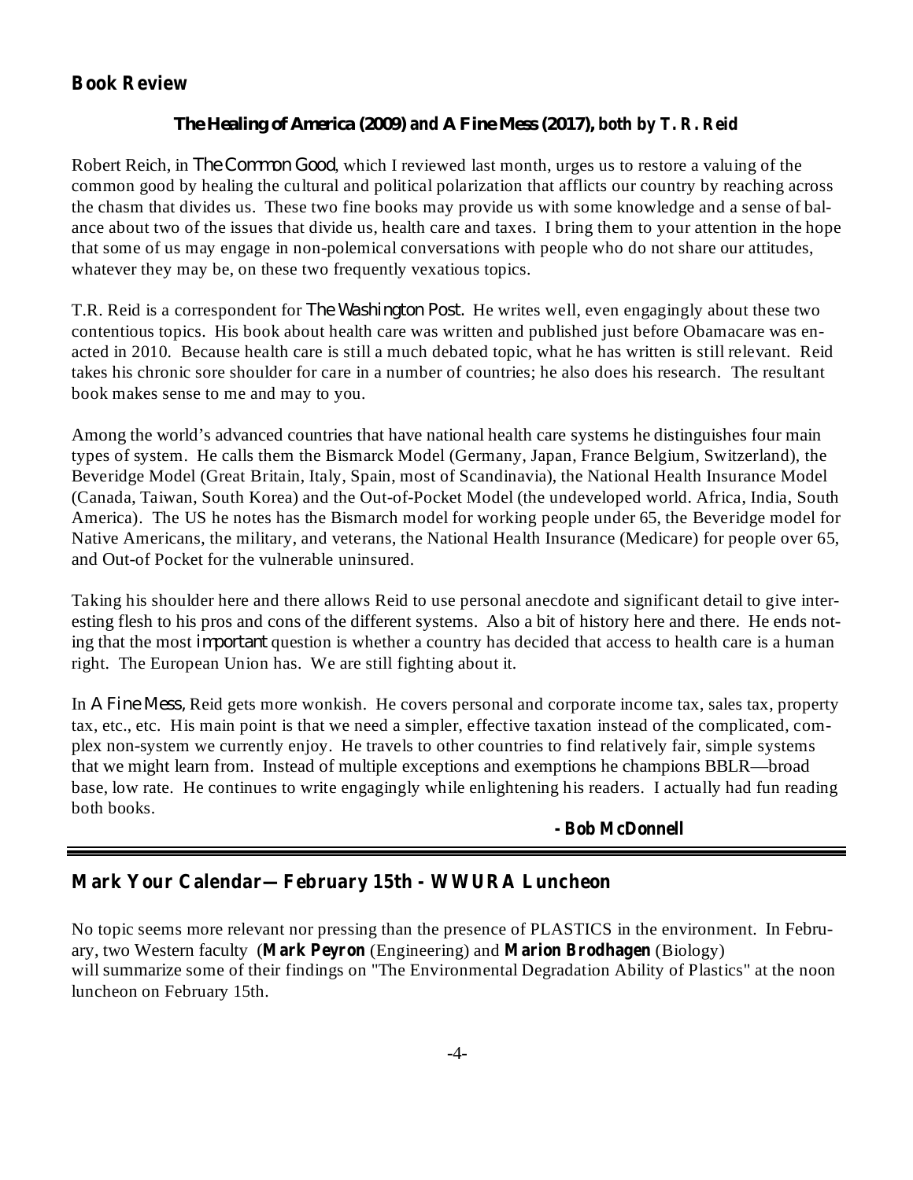## Book Review

### *The Healing of America* (2009) and *A Fine Mess* (2017), both by T. R. Reid

Robert Reich, in *The Common Good*, which I reviewed last month, urges us to restore a valuing of the common good by healing the cultural and political polarization that afflicts our country by reaching across the chasm that divides us. These two fine books may provide us with some knowledge and a sense of balance about two of the issues that divide us, health care and taxes. I bring them to your attention in the hope that some of us may engage in non-polemical conversations with people who do not share our attitudes, whatever they may be, on these two frequently vexatious topics.

T.R. Reid is a correspondent for *The Washington Post*. He writes well, even engagingly about these two contentious topics. His book about health care was written and published just before Obamacare was enacted in 2010. Because health care is still a much debated topic, what he has written is still relevant. Reid takes his chronic sore shoulder for care in a number of countries; he also does his research. The resultant book makes sense to me and may to you.

Among the world's advanced countries that have national health care systems he distinguishes four main types of system. He calls them the Bismarck Model (Germany, Japan, France Belgium, Switzerland), the Beveridge Model (Great Britain, Italy, Spain, most of Scandinavia), the National Health Insurance Model (Canada, Taiwan, South Korea) and the Out-of-Pocket Model (the undeveloped world. Africa, India, South America). The US he notes has the Bismarch model for working people under 65, the Beveridge model for Native Americans, the military, and veterans, the National Health Insurance (Medicare) for people over 65, and Out-of Pocket for the vulnerable uninsured.

Taking his shoulder here and there allows Reid to use personal anecdote and significant detail to give interesting flesh to his pros and cons of the different systems. Also a bit of history here and there. He ends noting that the most *important* question is whether a country has decided that access to health care is a human right. The European Union has. We are still fighting about it.

In *A Fine Mess*, Reid gets more wonkish. He covers personal and corporate income tax, sales tax, property tax, etc., etc. His main point is that we need a simpler, effective taxation instead of the complicated, complex non-system we currently enjoy. He travels to other countries to find relatively fair, simple systems that we might learn from. Instead of multiple exceptions and exemptions he champions BBLR—broad base, low rate. He continues to write engagingly while enlightening his readers. I actually had fun reading both books.

**- Bob McDonnell**

---

## Mark Your Calendar—February 15th - WWURA Luncheon

No topic seems more relevant nor pressing than the presence of PLASTICS in the environment. In February, two Western faculty (**Mark Peyron** (Engineering) and **Marion Brodhagen** (Biology) will summarize some of their findings on "The Environmental Degradation Ability of Plastics" at the noon luncheon on February 15th.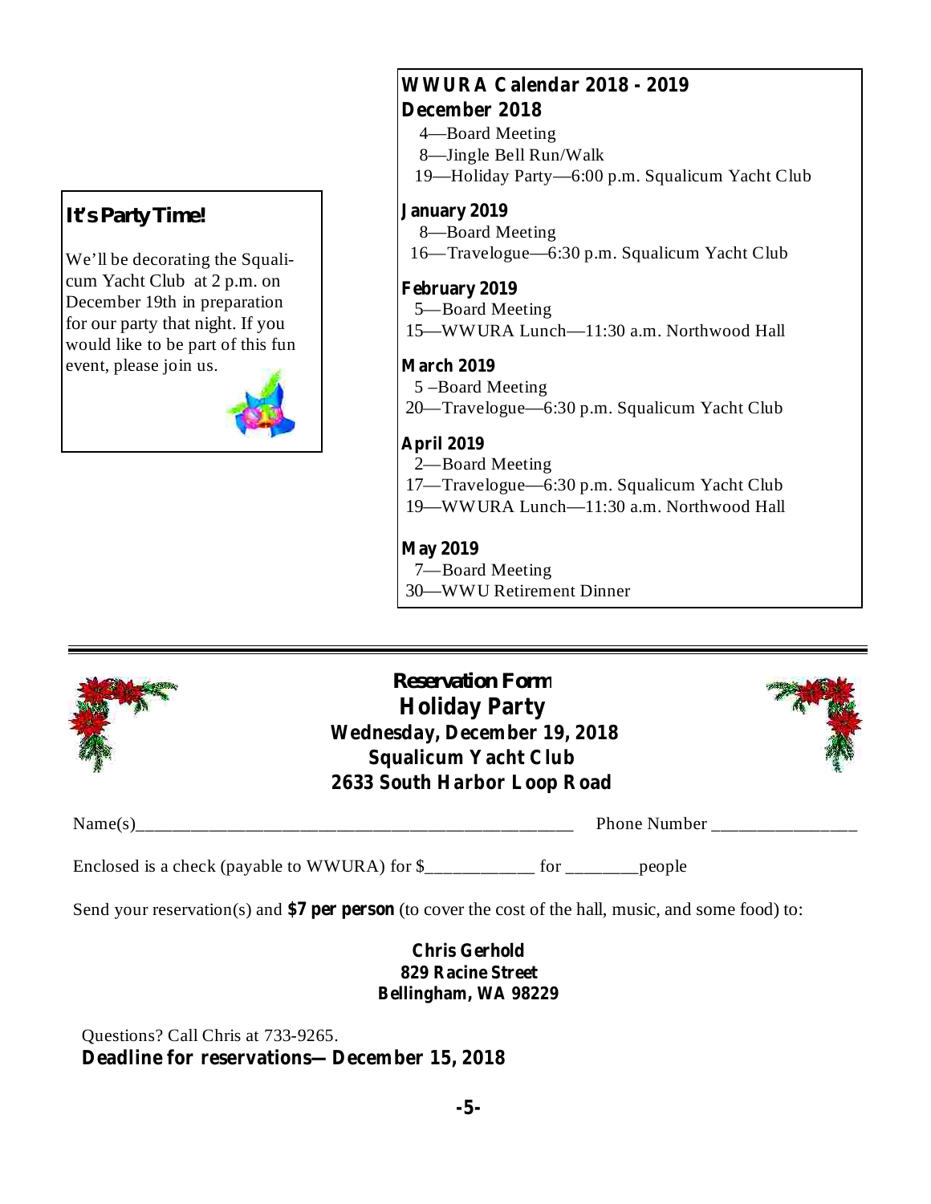## It's Party Time!

We'll be decorating the Squalicum Yacht Club at 2 p.m. on December 19th in preparation for our party that night. If you would like to be part of this fun event, please join us.

## WWURA Calendar 2018 - 2019

### December 2018

4—Board Meeting
8—Jingle Bell Run/Walk
19—Holiday Party—6:00 p.m. Squalicum Yacht Club

### January 2019

8—Board Meeting
16—Travelogue—6:30 p.m. Squalicum Yacht Club

### February 2019

5—Board Meeting
15—WWURA Lunch—11:30 a.m. Northwood Hall

### March 2019

5 –Board Meeting
20—Travelogue—6:30 p.m. Squalicum Yacht Club

### April 2019

2—Board Meeting
17—Travelogue—6:30 p.m. Squalicum Yacht Club
19—WWURA Lunch—11:30 a.m. Northwood Hall

### May 2019

7—Board Meeting
30—WWU Retirement Dinner

---

## Reservation Form

**Holiday Party**
**Wednesday, December 19, 2018**
**Squalicum Yacht Club**
**2633 South Harbor Loop Road**

Name(s)_________________________________________________ Phone Number ________________

Enclosed is a check (payable to WWURA) for $____________ for ________people

Send your reservation(s) and **$7 per person** (to cover the cost of the hall, music, and some food) to:

**Chris Gerhold**
**829 Racine Street**
**Bellingham, WA 98229**

Questions? Call Chris at 733-9265.
**Deadline for reservations— December 15, 2018**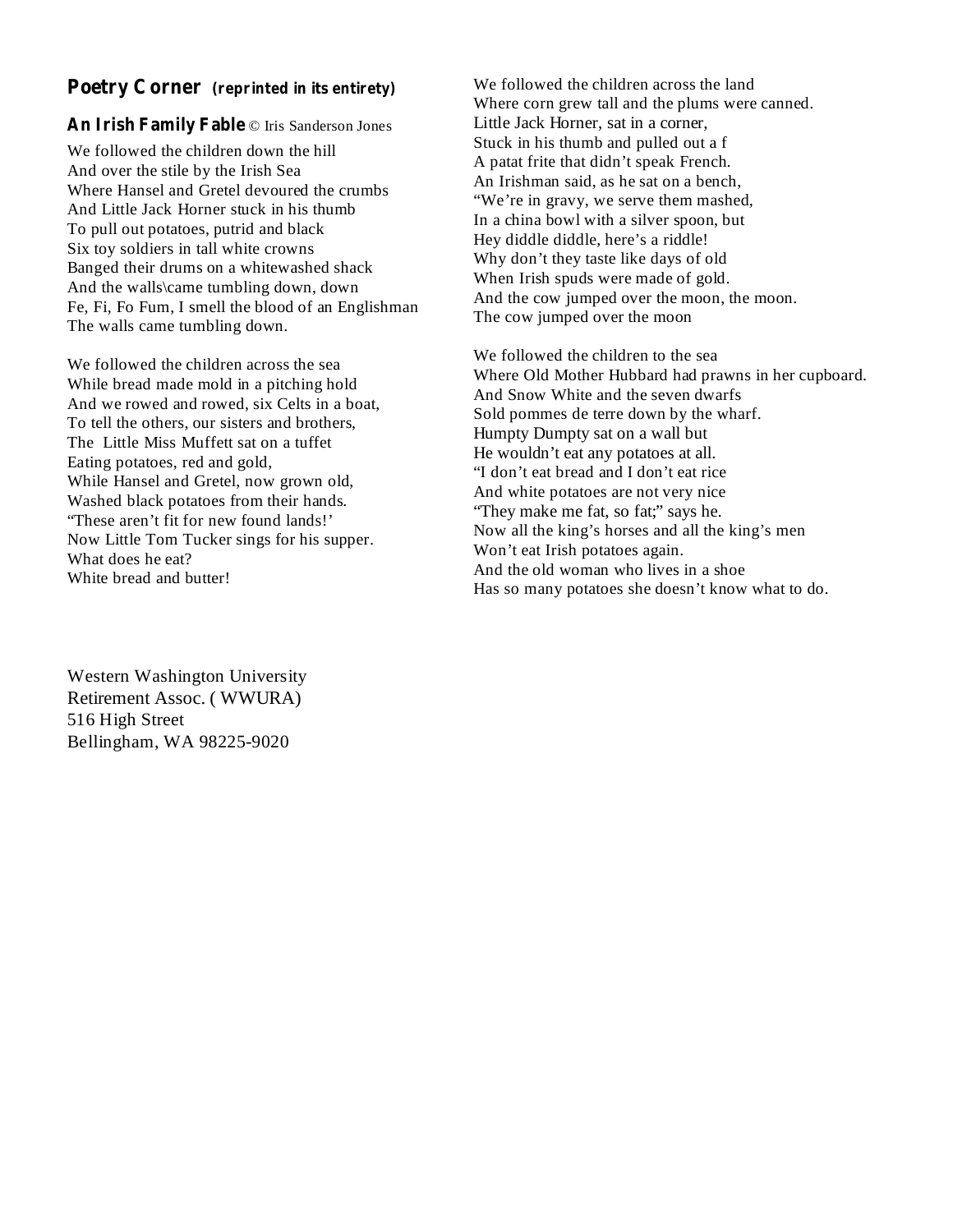## Poetry Corner (reprinted in its entirety)

### An Irish Family Fable © Iris Sanderson Jones

We followed the children down the hill
And over the stile by the Irish Sea
Where Hansel and Gretel devoured the crumbs
And Little Jack Horner stuck in his thumb
To pull out potatoes, putrid and black
Six toy soldiers in tall white crowns
Banged their drums on a whitewashed shack
And the walls\came tumbling down, down
Fe, Fi, Fo Fum, I smell the blood of an Englishman
The walls came tumbling down.

We followed the children across the sea
While bread made mold in a pitching hold
And we rowed and rowed, six Celts in a boat,
To tell the others, our sisters and brothers,
The Little Miss Muffett sat on a tuffet
Eating potatoes, red and gold,
While Hansel and Gretel, now grown old,
Washed black potatoes from their hands.
"These aren't fit for new found lands!'
Now Little Tom Tucker sings for his supper.
What does he eat?
White bread and butter!

We followed the children across the land
Where corn grew tall and the plums were canned.
Little Jack Horner, sat in a corner,
Stuck in his thumb and pulled out a f
A patat frite that didn't speak French.
An Irishman said, as he sat on a bench,
"We're in gravy, we serve them mashed,
In a china bowl with a silver spoon, but
Hey diddle diddle, here's a riddle!
Why don't they taste like days of old
When Irish spuds were made of gold.
And the cow jumped over the moon, the moon.
The cow jumped over the moon

We followed the children to the sea
Where Old Mother Hubbard had prawns in her cupboard.
And Snow White and the seven dwarfs
Sold pommes de terre down by the wharf.
Humpty Dumpty sat on a wall but
He wouldn't eat any potatoes at all.
"I don't eat bread and I don't eat rice
And white potatoes are not very nice
"They make me fat, so fat;" says he.
Now all the king's horses and all the king's men
Won't eat Irish potatoes again.
And the old woman who lives in a shoe
Has so many potatoes she doesn't know what to do.

Western Washington University
Retirement Assoc. ( WWURA)
516 High Street
Bellingham, WA 98225-9020